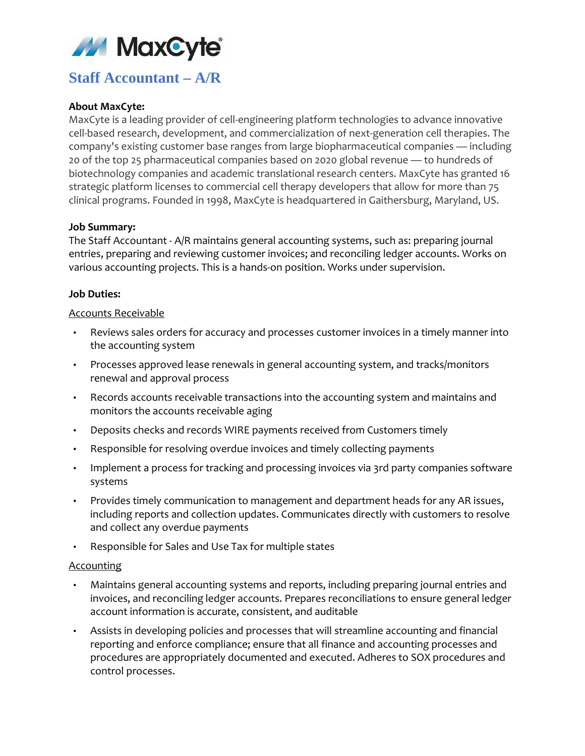# Staff Accountant – A/R

**About MaxCyte:**

MaxCyte is a leading provider of cell-engineering platform technologies to advance innovative cell-based research, development, and commercialization of next-generation cell therapies. The company's existing customer base ranges from large biopharmaceutical companies — including 20 of the top 25 pharmaceutical companies based on 2020 global revenue — to hundreds of biotechnology companies and academic translational research centers. MaxCyte has granted 16 strategic platform licenses to commercial cell therapy developers that allow for more than 75 clinical programs. Founded in 1998, MaxCyte is headquartered in Gaithersburg, Maryland, US.

**Job Summary:**

The Staff Accountant - A/R maintains general accounting systems, such as: preparing journal entries, preparing and reviewing customer invoices; and reconciling ledger accounts. Works on various accounting projects. This is a hands-on position. Works under supervision.

**Job Duties:**

Accounts Receivable

- Reviews sales orders for accuracy and processes customer invoices in a timely manner into the accounting system
- Processes approved lease renewals in general accounting system, and tracks/monitors renewal and approval process
- Records accounts receivable transactions into the accounting system and maintains and monitors the accounts receivable aging
- Deposits checks and records WIRE payments received from Customers timely
- Responsible for resolving overdue invoices and timely collecting payments
- Implement a process for tracking and processing invoices via 3rd party companies software systems
- Provides timely communication to management and department heads for any AR issues, including reports and collection updates. Communicates directly with customers to resolve and collect any overdue payments
- Responsible for Sales and Use Tax for multiple states

Accounting

- Maintains general accounting systems and reports, including preparing journal entries and invoices, and reconciling ledger accounts. Prepares reconciliations to ensure general ledger account information is accurate, consistent, and auditable
- Assists in developing policies and processes that will streamline accounting and financial reporting and enforce compliance; ensure that all finance and accounting processes and procedures are appropriately documented and executed. Adheres to SOX procedures and control processes.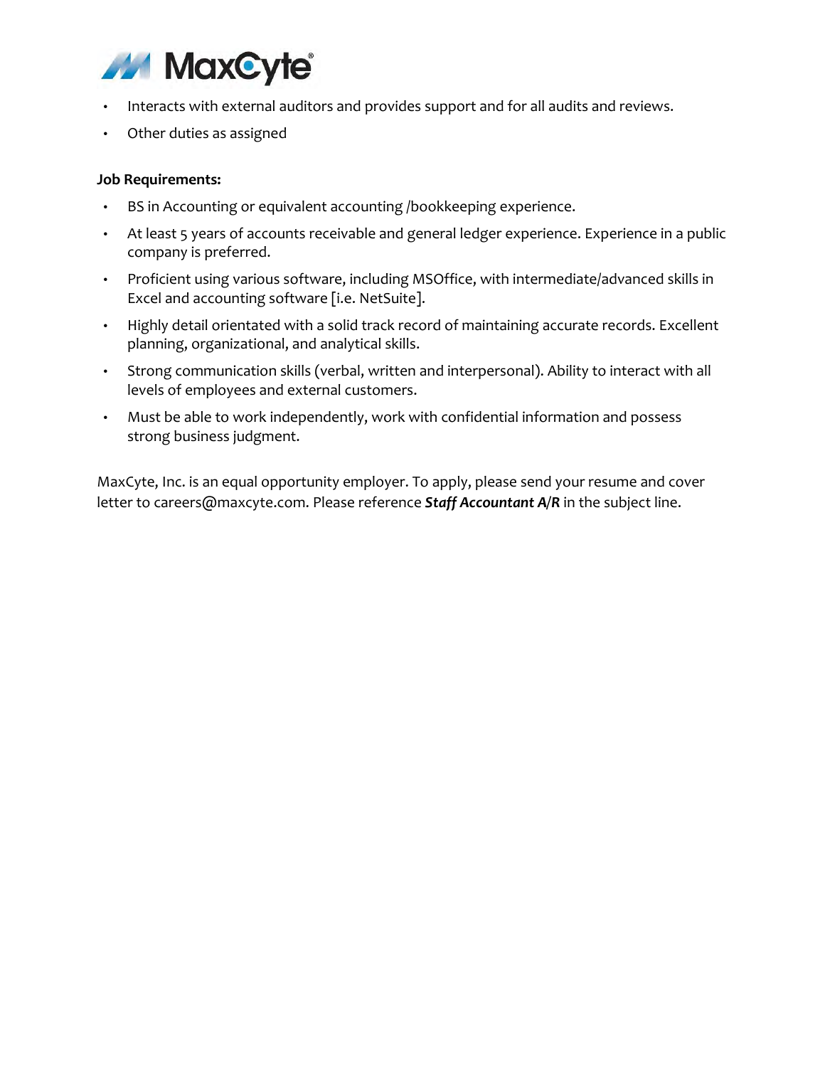- Interacts with external auditors and provides support and for all audits and reviews.
- Other duties as assigned

**Job Requirements:**

- BS in Accounting or equivalent accounting /bookkeeping experience.
- At least 5 years of accounts receivable and general ledger experience. Experience in a public company is preferred.
- Proficient using various software, including MSOffice, with intermediate/advanced skills in Excel and accounting software [i.e. NetSuite].
- Highly detail orientated with a solid track record of maintaining accurate records. Excellent planning, organizational, and analytical skills.
- Strong communication skills (verbal, written and interpersonal). Ability to interact with all levels of employees and external customers.
- Must be able to work independently, work with confidential information and possess strong business judgment.

MaxCyte, Inc. is an equal opportunity employer. To apply, please send your resume and cover letter to careers@maxcyte.com. Please reference ***Staff Accountant A*/R** in the subject line.